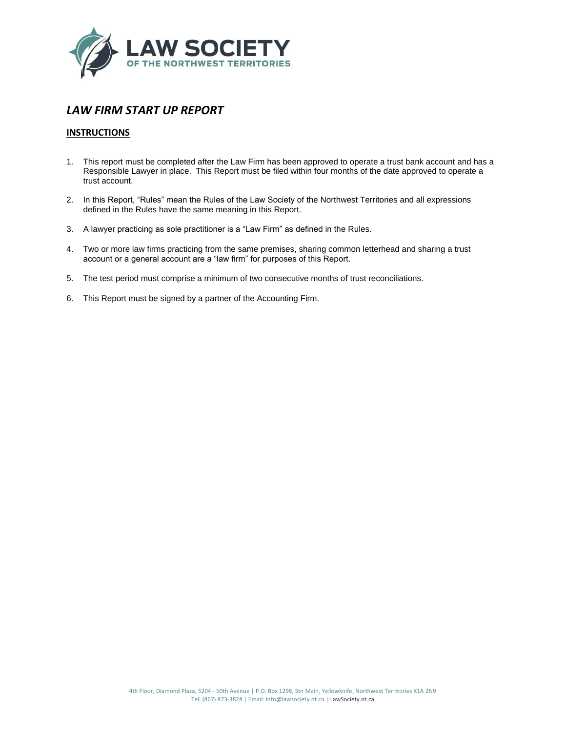LAW SOCIETY
OF THE NORTHWEST TERRITORIES

# *LAW FIRM START UP REPORT*

## INSTRUCTIONS

1. This report must be completed after the Law Firm has been approved to operate a trust bank account and has a Responsible Lawyer in place. This Report must be filed within four months of the date approved to operate a trust account.
2. In this Report, "Rules" mean the Rules of the Law Society of the Northwest Territories and all expressions defined in the Rules have the same meaning in this Report.
3. A lawyer practicing as sole practitioner is a "Law Firm" as defined in the Rules.
4. Two or more law firms practicing from the same premises, sharing common letterhead and sharing a trust account or a general account are a "law firm" for purposes of this Report.
5. The test period must comprise a minimum of two consecutive months of trust reconciliations.
6. This Report must be signed by a partner of the Accounting Firm.

4th Floor, Diamond Plaza, 5204 - 50th Avenue | P.O. Box 1298, Stn Main, Yellowknife, Northwest Territories X1A 2N9
Tel: (867) 873-3828 | Email: info@lawsociety.nt.ca | LawSociety.nt.ca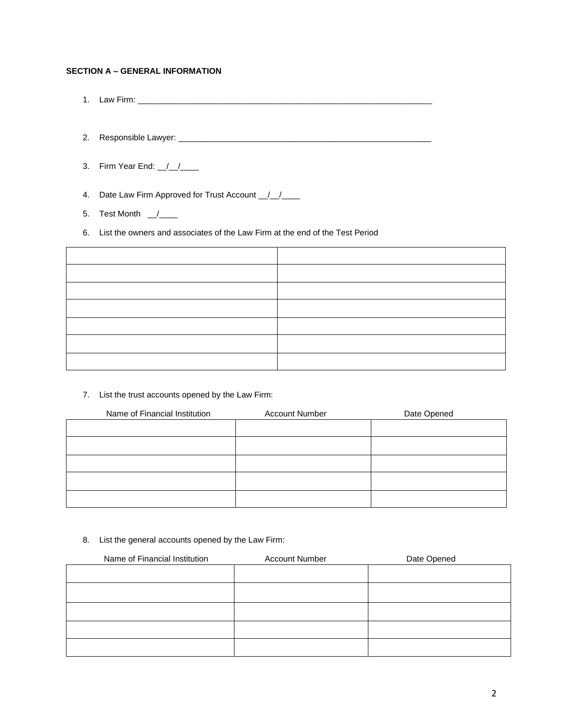**SECTION A – GENERAL INFORMATION**

1. Law Firm: ____________________________________________________________________

2. Responsible Lawyer: __________________________________________________________

3. Firm Year End: __/__/____

4. Date Law Firm Approved for Trust Account __/__/____

5. Test Month __/____

6. List the owners and associates of the Law Firm at the end of the Test Period

| | |
|---|---|
| | |
| | |
| | |
| | |
| | |
| | |
| | |

7. List the trust accounts opened by the Law Firm:

| Name of Financial Institution | Account Number | Date Opened |
|---|---|---|
| | | |
| | | |
| | | |
| | | |
| | | |

8. List the general accounts opened by the Law Firm:

| Name of Financial Institution | Account Number | Date Opened |
|---|---|---|
| | | |
| | | |
| | | |
| | | |
| | | |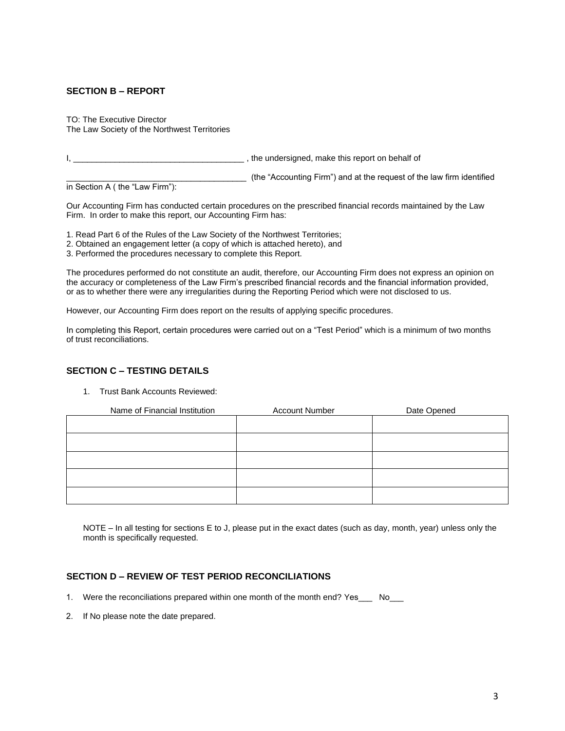## SECTION B – REPORT

TO: The Executive Director
The Law Society of the Northwest Territories

I, ____________________________________ , the undersigned, make this report on behalf of

______________________________________ (the "Accounting Firm") and at the request of the law firm identified in Section A ( the "Law Firm"):

Our Accounting Firm has conducted certain procedures on the prescribed financial records maintained by the Law Firm. In order to make this report, our Accounting Firm has:

1. Read Part 6 of the Rules of the Law Society of the Northwest Territories;
2. Obtained an engagement letter (a copy of which is attached hereto), and
3. Performed the procedures necessary to complete this Report.

The procedures performed do not constitute an audit, therefore, our Accounting Firm does not express an opinion on the accuracy or completeness of the Law Firm's prescribed financial records and the financial information provided, or as to whether there were any irregularities during the Reporting Period which were not disclosed to us.

However, our Accounting Firm does report on the results of applying specific procedures.

In completing this Report, certain procedures were carried out on a "Test Period" which is a minimum of two months of trust reconciliations.

## SECTION C – TESTING DETAILS

1. Trust Bank Accounts Reviewed:

| Name of Financial Institution | Account Number | Date Opened |
|---|---|---|
| | | |
| | | |
| | | |
| | | |
| | | |

NOTE – In all testing for sections E to J, please put in the exact dates (such as day, month, year) unless only the month is specifically requested.

## SECTION D – REVIEW OF TEST PERIOD RECONCILIATIONS

1. Were the reconciliations prepared within one month of the month end? Yes___ No___
2. If No please note the date prepared.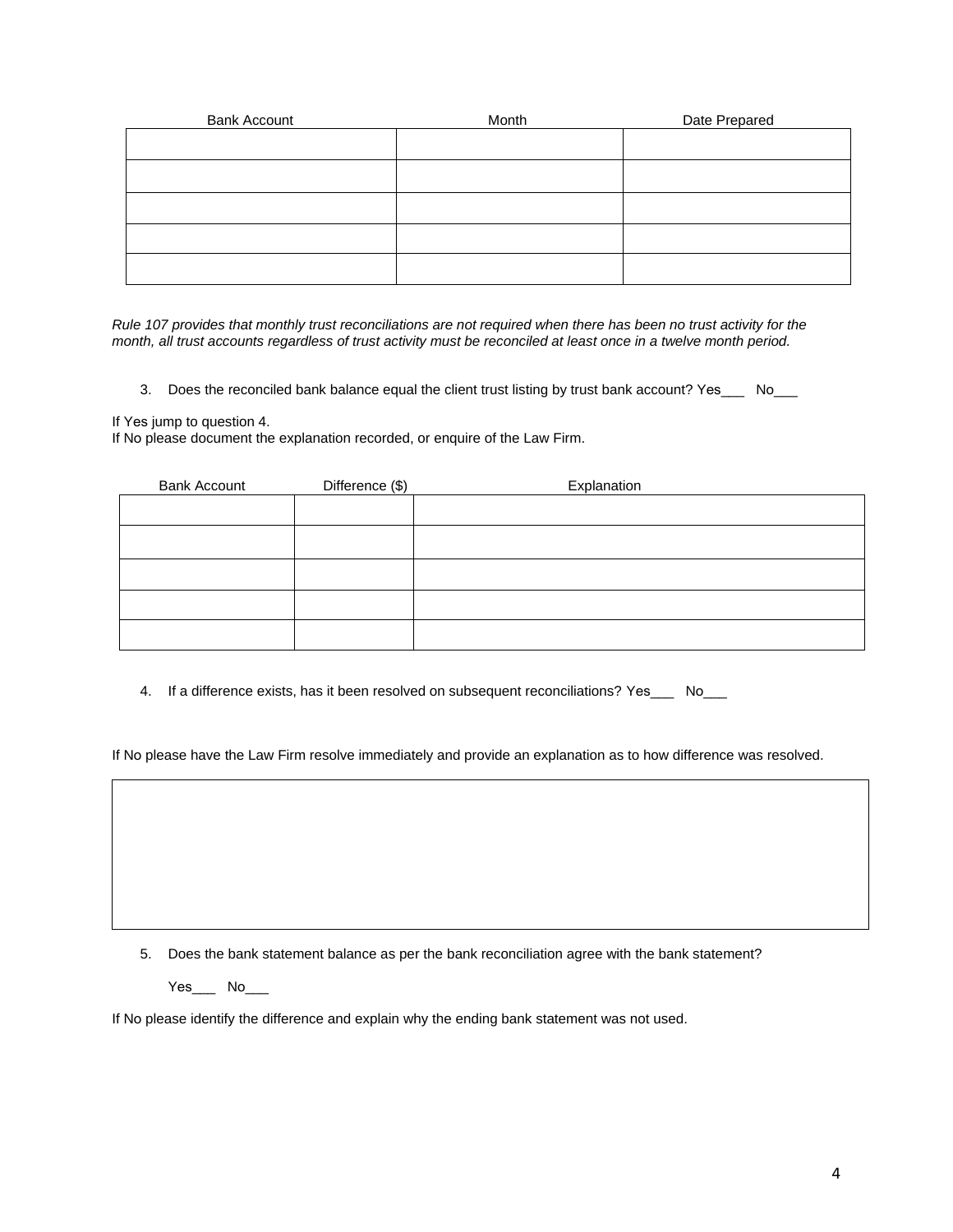| Bank Account | Month | Date Prepared |
|---|---|---|
| | | |
| | | |
| | | |
| | | |
| | | |

*Rule 107 provides that monthly trust reconciliations are not required when there has been no trust activity for the month, all trust accounts regardless of trust activity must be reconciled at least once in a twelve month period.*

3. Does the reconciled bank balance equal the client trust listing by trust bank account? Yes___ No___

If Yes jump to question 4.
If No please document the explanation recorded, or enquire of the Law Firm.

| Bank Account | Difference ($) | Explanation |
|---|---|---|
| | | |
| | | |
| | | |
| | | |
| | | |

4. If a difference exists, has it been resolved on subsequent reconciliations? Yes___ No___

If No please have the Law Firm resolve immediately and provide an explanation as to how difference was resolved.

| |
|---|
| |

5. Does the bank statement balance as per the bank reconciliation agree with the bank statement?

   Yes___ No___

If No please identify the difference and explain why the ending bank statement was not used.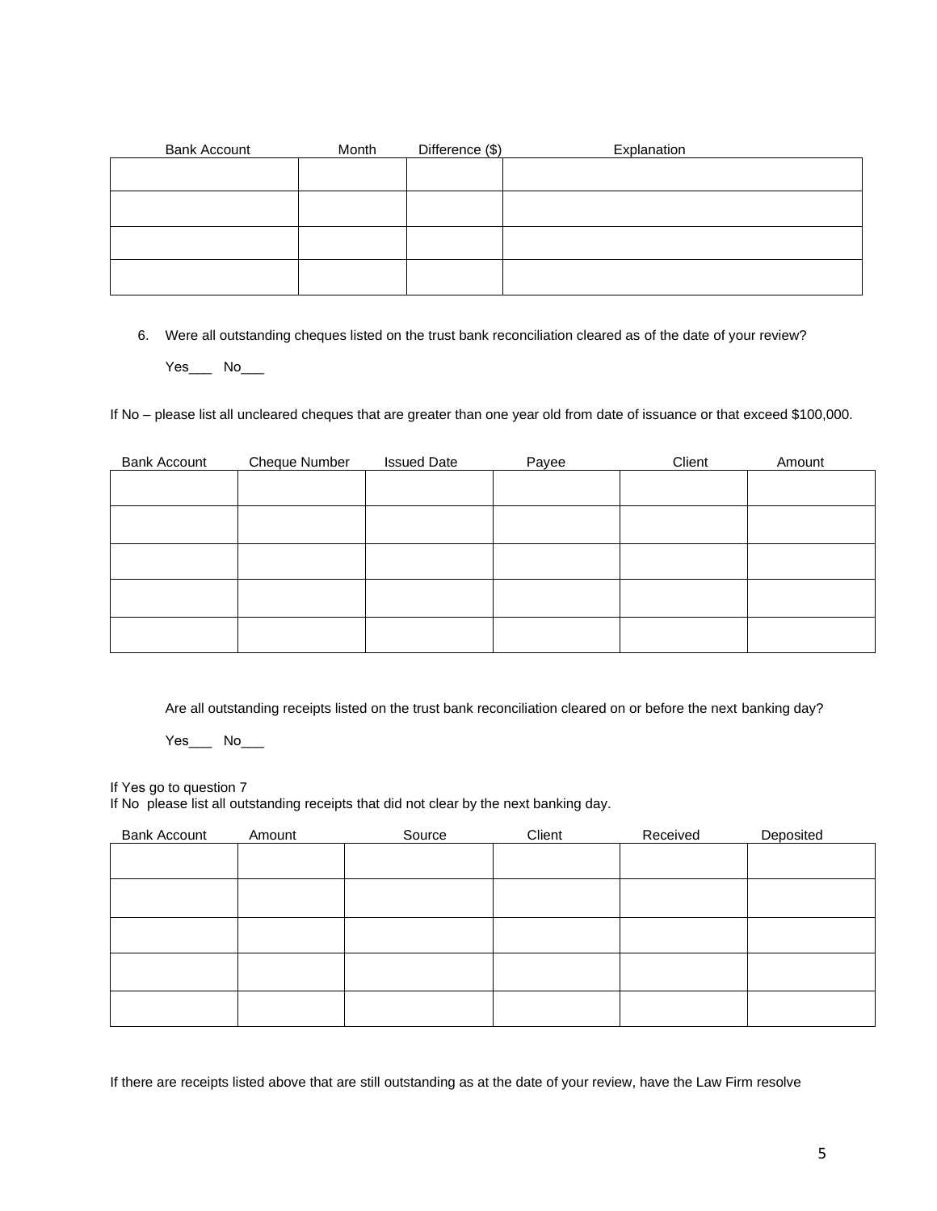| Bank Account | Month | Difference ($) | Explanation |
|---|---|---|---|
| | | | |
| | | | |
| | | | |
| | | | |

6. Were all outstanding cheques listed on the trust bank reconciliation cleared as of the date of your review?

   Yes___ No___

If No – please list all uncleared cheques that are greater than one year old from date of issuance or that exceed $100,000.

| Bank Account | Cheque Number | Issued Date | Payee | Client | Amount |
|---|---|---|---|---|---|
| | | | | | |
| | | | | | |
| | | | | | |
| | | | | | |
| | | | | | |

Are all outstanding receipts listed on the trust bank reconciliation cleared on or before the next banking day?

Yes___ No___

If Yes go to question 7
If No please list all outstanding receipts that did not clear by the next banking day.

| Bank Account | Amount | Source | Client | Received | Deposited |
|---|---|---|---|---|---|
| | | | | | |
| | | | | | |
| | | | | | |
| | | | | | |
| | | | | | |

If there are receipts listed above that are still outstanding as at the date of your review, have the Law Firm resolve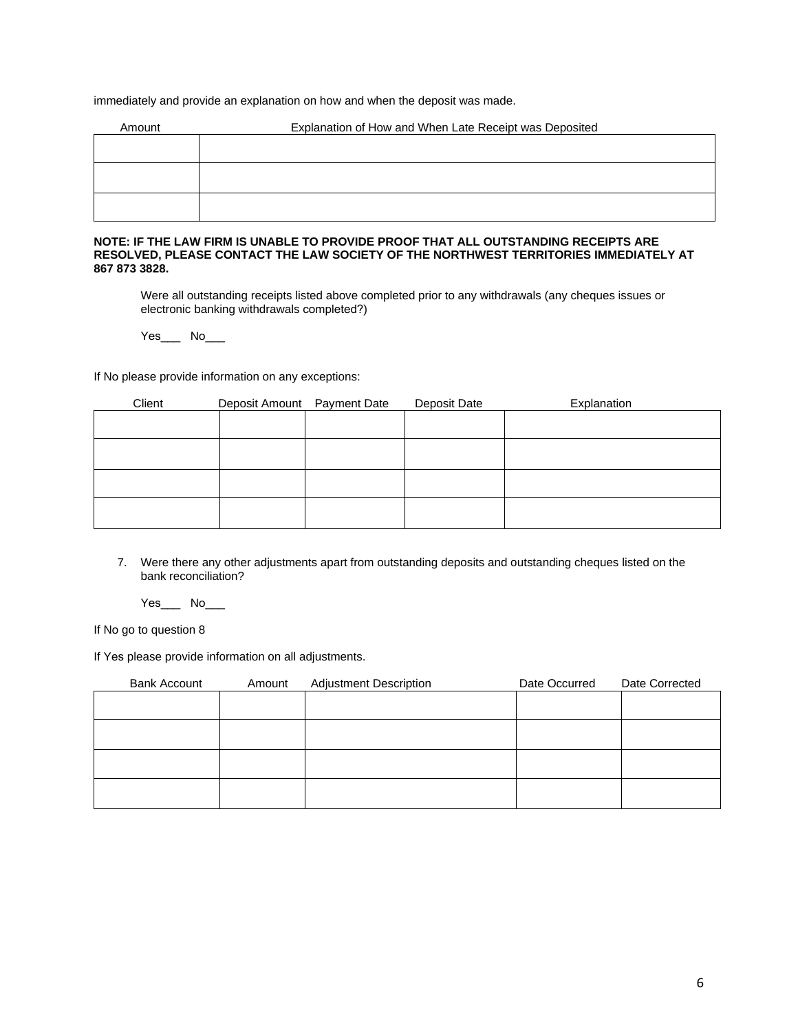immediately and provide an explanation on how and when the deposit was made.

| Amount | Explanation of How and When Late Receipt was Deposited |
|---|---|
| | |
| | |
| | |

**NOTE: IF THE LAW FIRM IS UNABLE TO PROVIDE PROOF THAT ALL OUTSTANDING RECEIPTS ARE RESOLVED, PLEASE CONTACT THE LAW SOCIETY OF THE NORTHWEST TERRITORIES IMMEDIATELY AT 867 873 3828.**

Were all outstanding receipts listed above completed prior to any withdrawals (any cheques issues or electronic banking withdrawals completed?)

Yes___ No___

If No please provide information on any exceptions:

| Client | Deposit Amount | Payment Date | Deposit Date | Explanation |
|---|---|---|---|---|
| | | | | |
| | | | | |
| | | | | |
| | | | | |

7. Were there any other adjustments apart from outstanding deposits and outstanding cheques listed on the bank reconciliation?

   Yes___ No___

If No go to question 8

If Yes please provide information on all adjustments.

| Bank Account | Amount | Adjustment Description | Date Occurred | Date Corrected |
|---|---|---|---|---|
| | | | | |
| | | | | |
| | | | | |
| | | | | |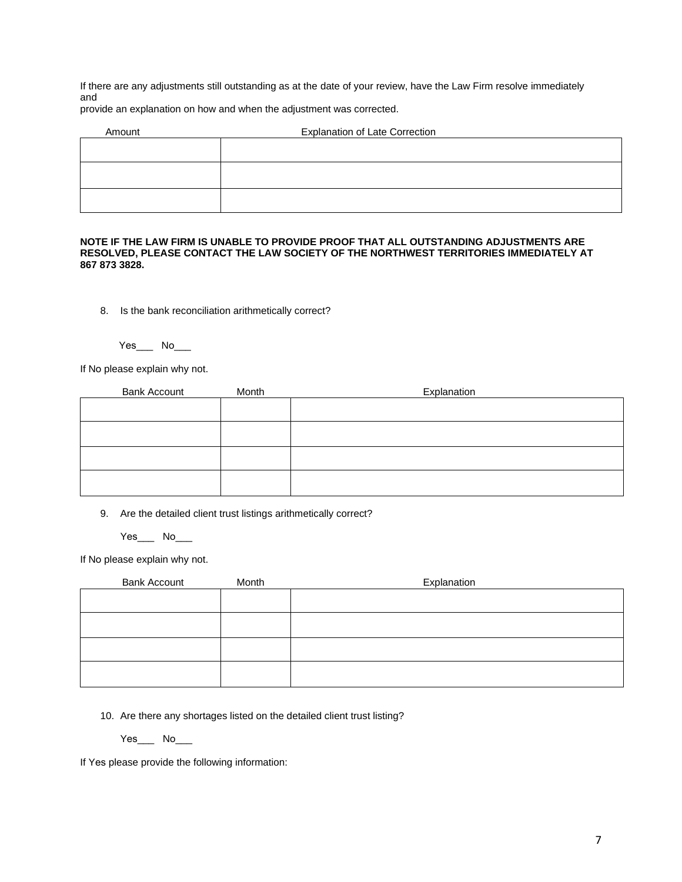If there are any adjustments still outstanding as at the date of your review, have the Law Firm resolve immediately and
provide an explanation on how and when the adjustment was corrected.

| Amount | Explanation of Late Correction |
|---|---|
| | |
| | |
| | |

**NOTE IF THE LAW FIRM IS UNABLE TO PROVIDE PROOF THAT ALL OUTSTANDING ADJUSTMENTS ARE RESOLVED, PLEASE CONTACT THE LAW SOCIETY OF THE NORTHWEST TERRITORIES IMMEDIATELY AT 867 873 3828.**

8. Is the bank reconciliation arithmetically correct?

   Yes___ No___

If No please explain why not.

| Bank Account | Month | Explanation |
|---|---|---|
| | | |
| | | |
| | | |
| | | |

9. Are the detailed client trust listings arithmetically correct?

   Yes___ No___

If No please explain why not.

| Bank Account | Month | Explanation |
|---|---|---|
| | | |
| | | |
| | | |
| | | |

10. Are there any shortages listed on the detailed client trust listing?

    Yes___ No___

If Yes please provide the following information: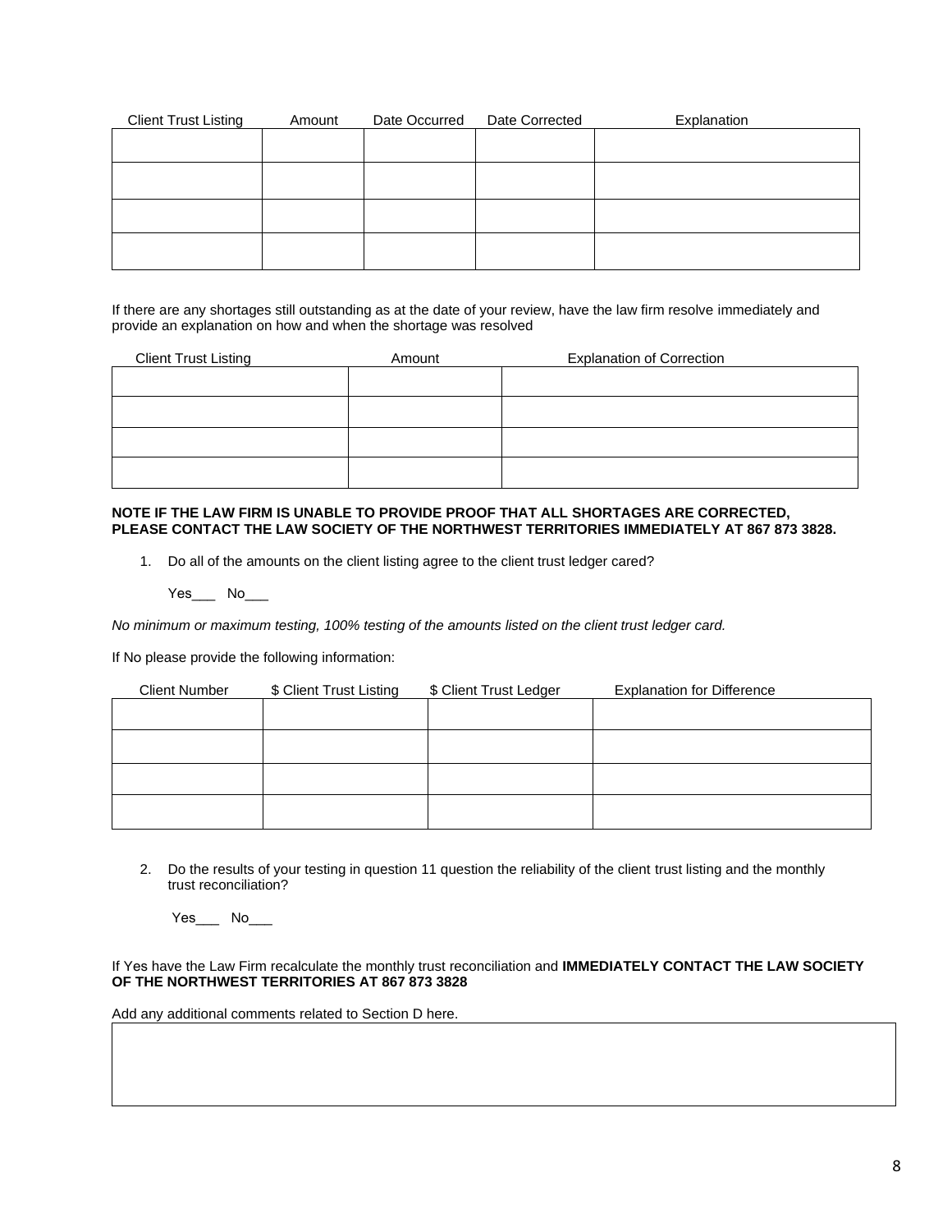| Client Trust Listing | Amount | Date Occurred | Date Corrected | Explanation |
| --- | --- | --- | --- | --- |
| | | | | |
| | | | | |
| | | | | |
| | | | | |

If there are any shortages still outstanding as at the date of your review, have the law firm resolve immediately and provide an explanation on how and when the shortage was resolved

| Client Trust Listing | Amount | Explanation of Correction |
| --- | --- | --- |
| | | |
| | | |
| | | |
| | | |

**NOTE IF THE LAW FIRM IS UNABLE TO PROVIDE PROOF THAT ALL SHORTAGES ARE CORRECTED, PLEASE CONTACT THE LAW SOCIETY OF THE NORTHWEST TERRITORIES IMMEDIATELY AT 867 873 3828.**

1. Do all of the amounts on the client listing agree to the client trust ledger cared?

   Yes___ No___

*No minimum or maximum testing, 100% testing of the amounts listed on the client trust ledger card.*

If No please provide the following information:

| Client Number | $ Client Trust Listing | $ Client Trust Ledger | Explanation for Difference |
| --- | --- | --- | --- |
| | | | |
| | | | |
| | | | |
| | | | |

2. Do the results of your testing in question 11 question the reliability of the client trust listing and the monthly trust reconciliation?

   Yes___ No___

If Yes have the Law Firm recalculate the monthly trust reconciliation and **IMMEDIATELY CONTACT THE LAW SOCIETY OF THE NORTHWEST TERRITORIES AT 867 873 3828**

Add any additional comments related to Section D here.

| |
| --- |
| |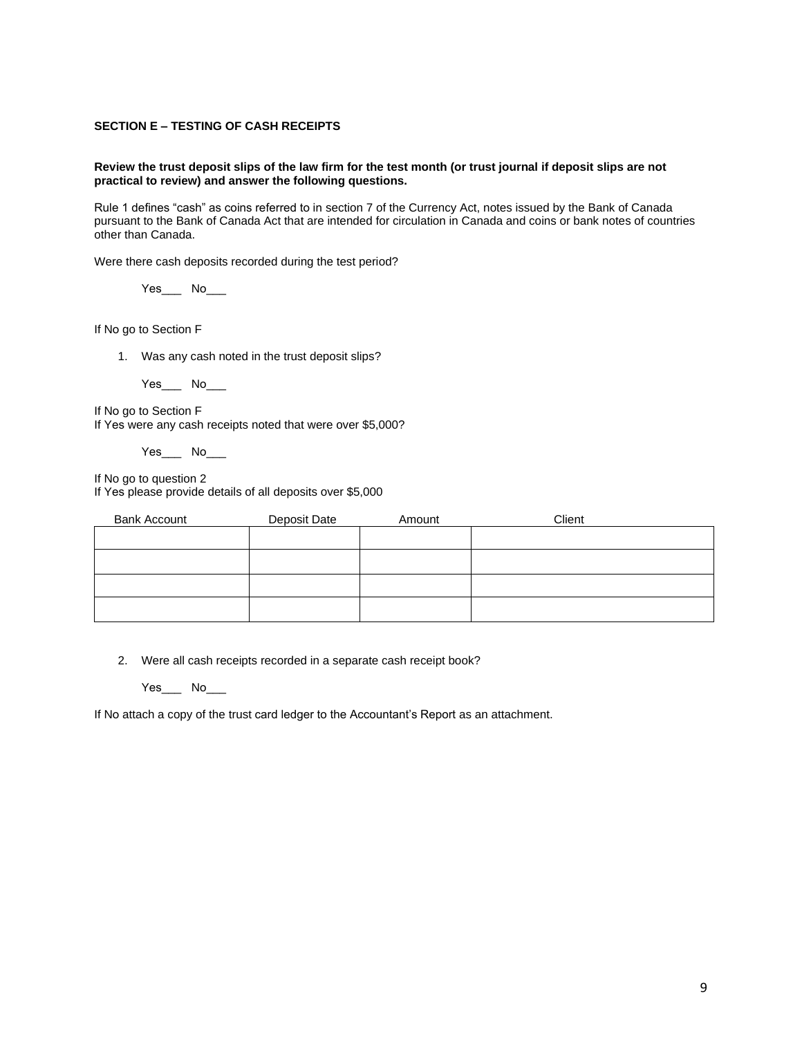**SECTION E – TESTING OF CASH RECEIPTS**

**Review the trust deposit slips of the law firm for the test month (or trust journal if deposit slips are not practical to review) and answer the following questions.**

Rule 1 defines "cash" as coins referred to in section 7 of the Currency Act, notes issued by the Bank of Canada pursuant to the Bank of Canada Act that are intended for circulation in Canada and coins or bank notes of countries other than Canada.

Were there cash deposits recorded during the test period?

Yes___ No___

If No go to Section F

1. Was any cash noted in the trust deposit slips?

   Yes___ No___

If No go to Section F
If Yes were any cash receipts noted that were over $5,000?

Yes___ No___

If No go to question 2
If Yes please provide details of all deposits over $5,000

| Bank Account | Deposit Date | Amount | Client |
|---|---|---|---|
| | | | |
| | | | |
| | | | |
| | | | |

2. Were all cash receipts recorded in a separate cash receipt book?

   Yes___ No___

If No attach a copy of the trust card ledger to the Accountant's Report as an attachment.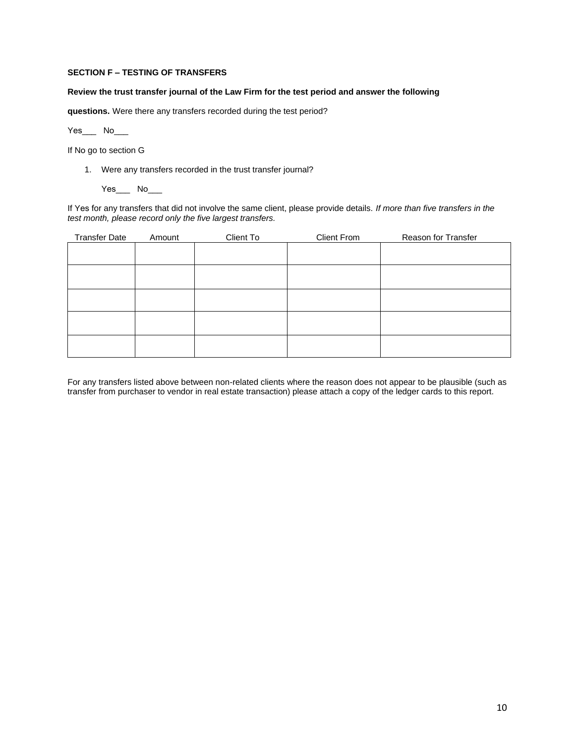**SECTION F – TESTING OF TRANSFERS**

**Review the trust transfer journal of the Law Firm for the test period and answer the following questions.** Were there any transfers recorded during the test period?

Yes___ No___

If No go to section G

1. Were any transfers recorded in the trust transfer journal?

   Yes___ No___

If Yes for any transfers that did not involve the same client, please provide details. *If more than five transfers in the test month, please record only the five largest transfers.*

| Transfer Date | Amount | Client To | Client From | Reason for Transfer |
|---|---|---|---|---|
| | | | | |
| | | | | |
| | | | | |
| | | | | |
| | | | | |

For any transfers listed above between non-related clients where the reason does not appear to be plausible (such as transfer from purchaser to vendor in real estate transaction) please attach a copy of the ledger cards to this report.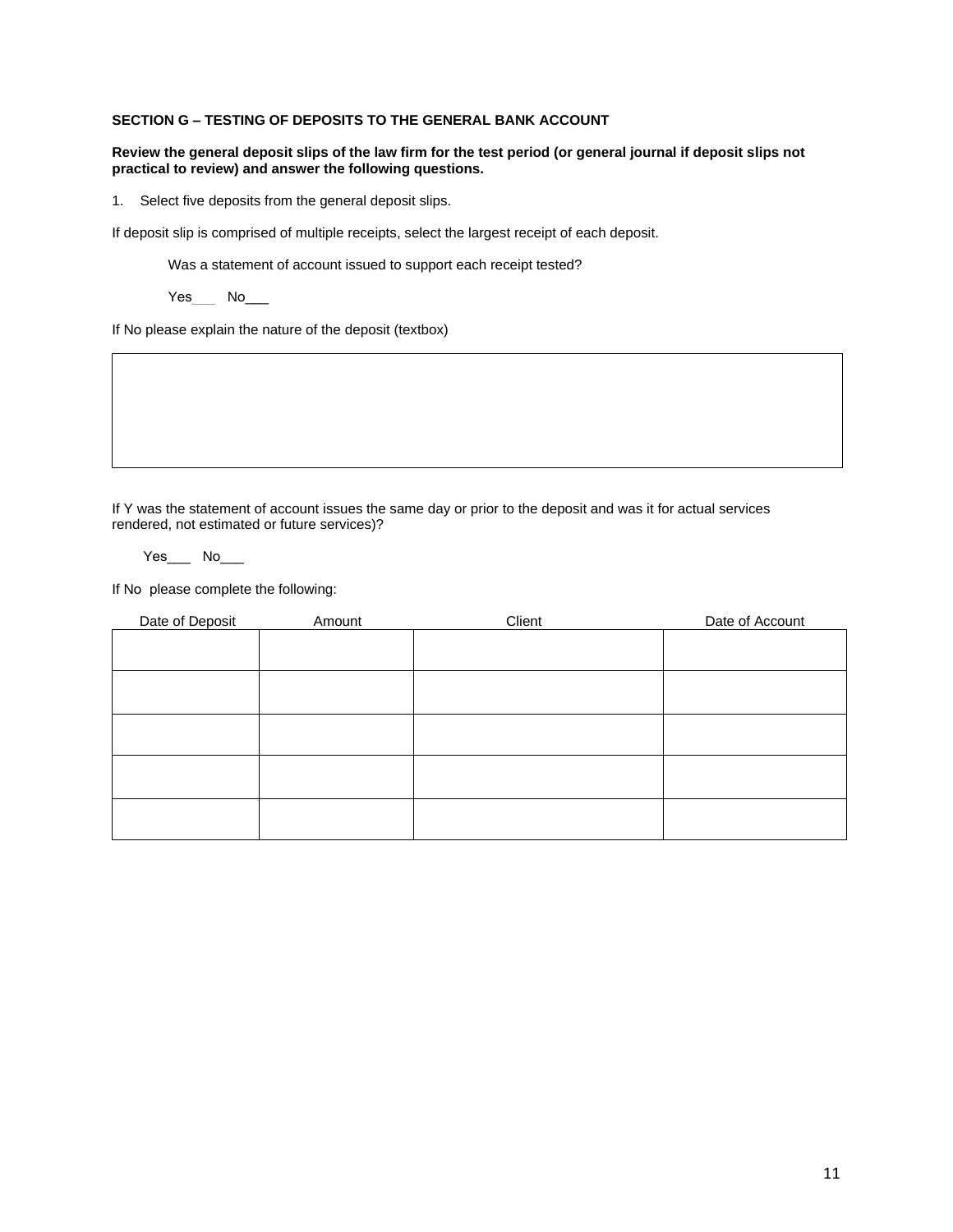**SECTION G – TESTING OF DEPOSITS TO THE GENERAL BANK ACCOUNT**

**Review the general deposit slips of the law firm for the test period (or general journal if deposit slips not practical to review) and answer the following questions.**

1. Select five deposits from the general deposit slips.

If deposit slip is comprised of multiple receipts, select the largest receipt of each deposit.

Was a statement of account issued to support each receipt tested?

Yes___ No___

If No please explain the nature of the deposit (textbox)

| |
|---|
| |

If Y was the statement of account issues the same day or prior to the deposit and was it for actual services rendered, not estimated or future services)?

Yes___ No___

If No please complete the following:

| Date of Deposit | Amount | Client | Date of Account |
|---|---|---|---|
| | | | |
| | | | |
| | | | |
| | | | |
| | | | |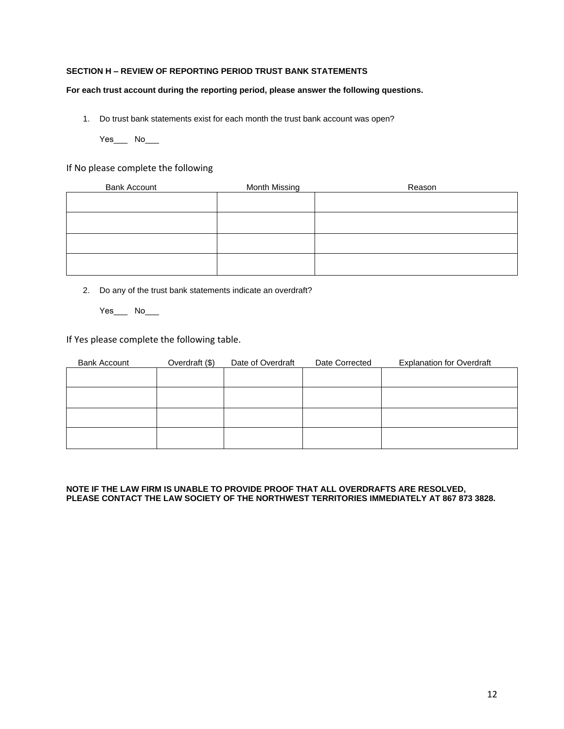**SECTION H – REVIEW OF REPORTING PERIOD TRUST BANK STATEMENTS**

**For each trust account during the reporting period, please answer the following questions.**

1. Do trust bank statements exist for each month the trust bank account was open?

   Yes___ No___

If No please complete the following

| Bank Account | Month Missing | Reason |
|---|---|---|
| | | |
| | | |
| | | |
| | | |

2. Do any of the trust bank statements indicate an overdraft?

   Yes___ No___

If Yes please complete the following table.

| Bank Account | Overdraft ($) | Date of Overdraft | Date Corrected | Explanation for Overdraft |
|---|---|---|---|---|
| | | | | |
| | | | | |
| | | | | |
| | | | | |

**NOTE IF THE LAW FIRM IS UNABLE TO PROVIDE PROOF THAT ALL OVERDRAFTS ARE RESOLVED, PLEASE CONTACT THE LAW SOCIETY OF THE NORTHWEST TERRITORIES IMMEDIATELY AT 867 873 3828.**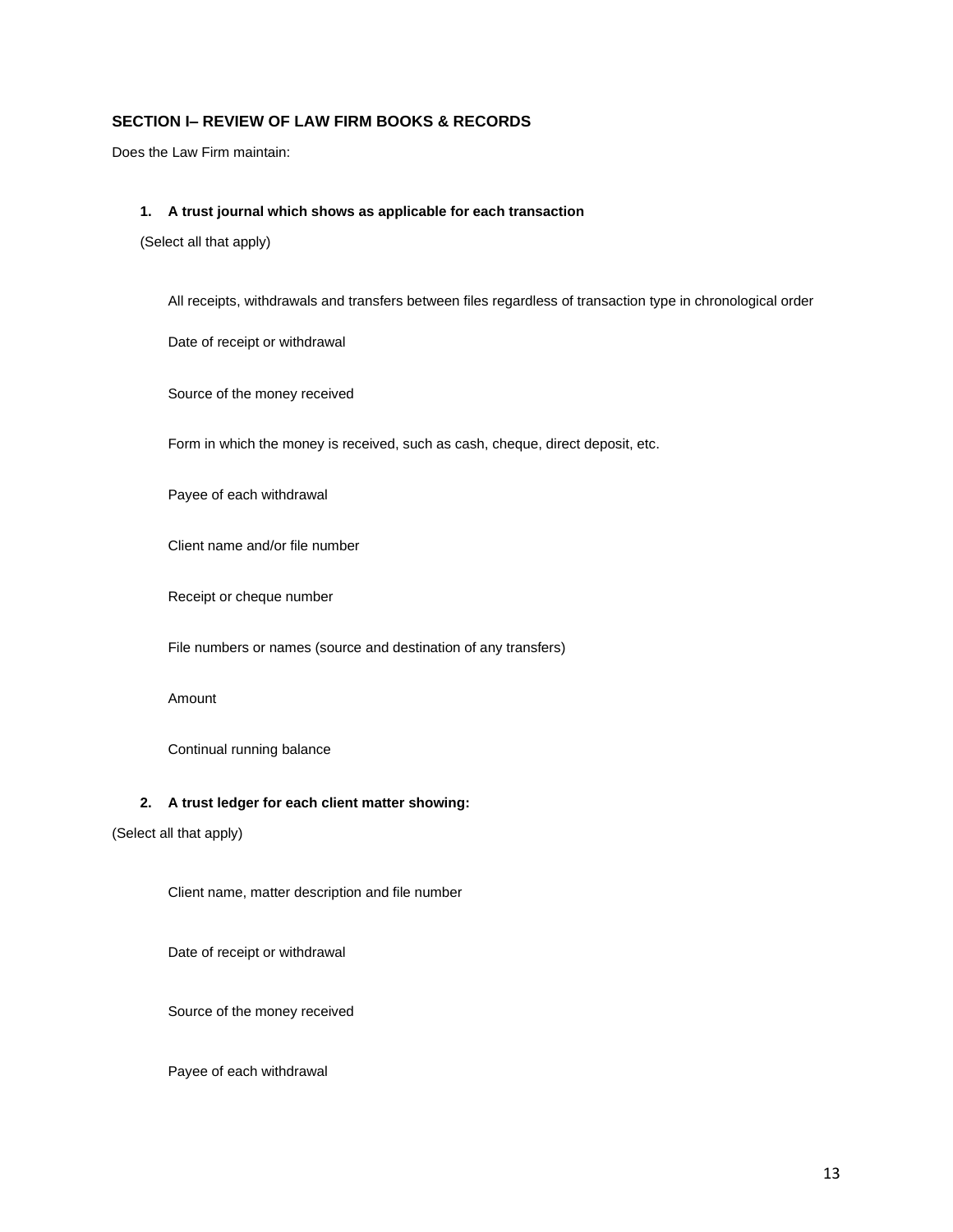### SECTION I– REVIEW OF LAW FIRM BOOKS & RECORDS

Does the Law Firm maintain:

1. **A trust journal which shows as applicable for each transaction**

   (Select all that apply)

   All receipts, withdrawals and transfers between files regardless of transaction type in chronological order

   Date of receipt or withdrawal

   Source of the money received

   Form in which the money is received, such as cash, cheque, direct deposit, etc.

   Payee of each withdrawal

   Client name and/or file number

   Receipt or cheque number

   File numbers or names (source and destination of any transfers)

   Amount

   Continual running balance

2. **A trust ledger for each client matter showing:**

(Select all that apply)

   Client name, matter description and file number

   Date of receipt or withdrawal

   Source of the money received

   Payee of each withdrawal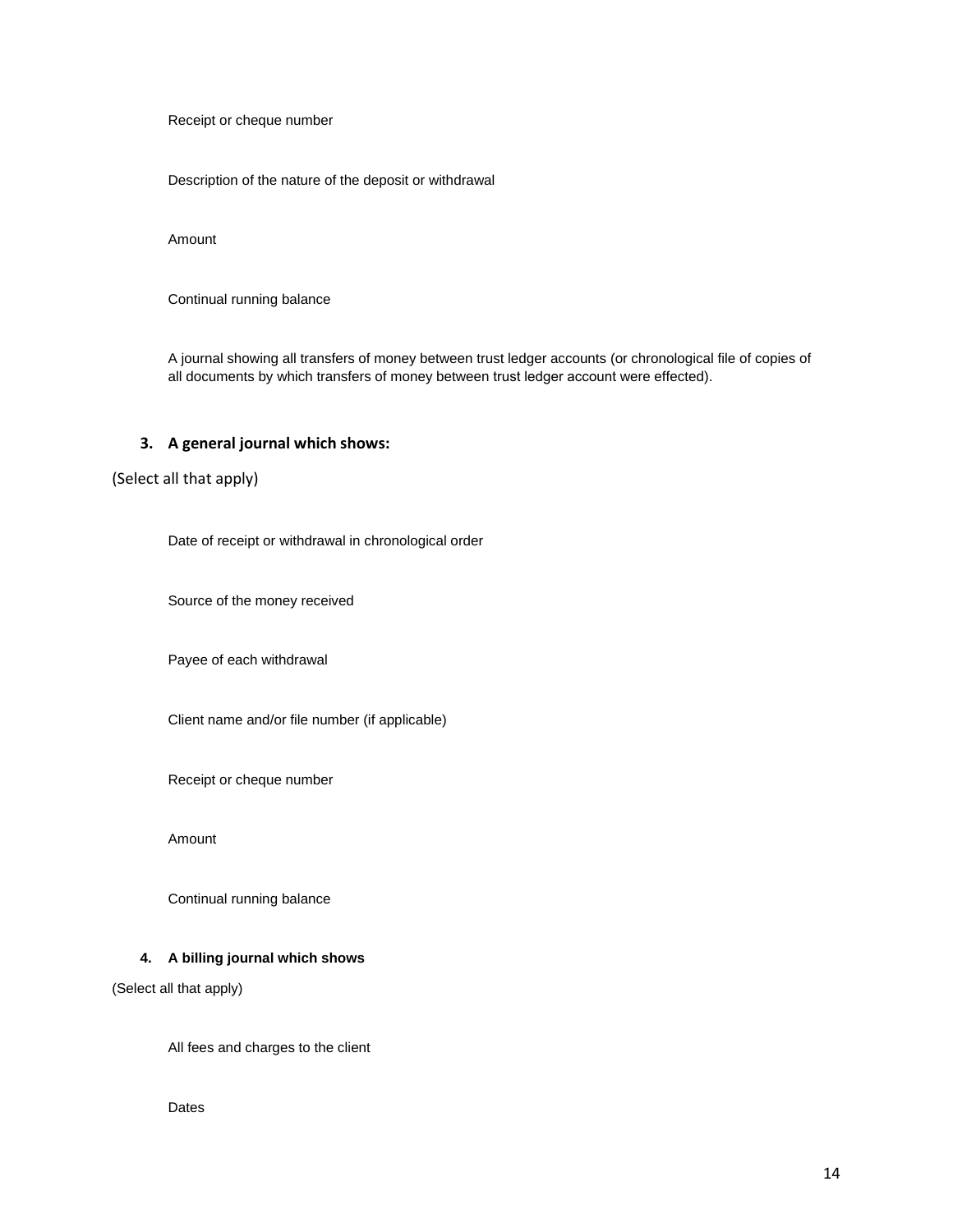Receipt or cheque number

Description of the nature of the deposit or withdrawal

Amount

Continual running balance

A journal showing all transfers of money between trust ledger accounts (or chronological file of copies of all documents by which transfers of money between trust ledger account were effected).

3. **A general journal which shows:**

(Select all that apply)

Date of receipt or withdrawal in chronological order

Source of the money received

Payee of each withdrawal

Client name and/or file number (if applicable)

Receipt or cheque number

Amount

Continual running balance

4. **A billing journal which shows**

(Select all that apply)

All fees and charges to the client

Dates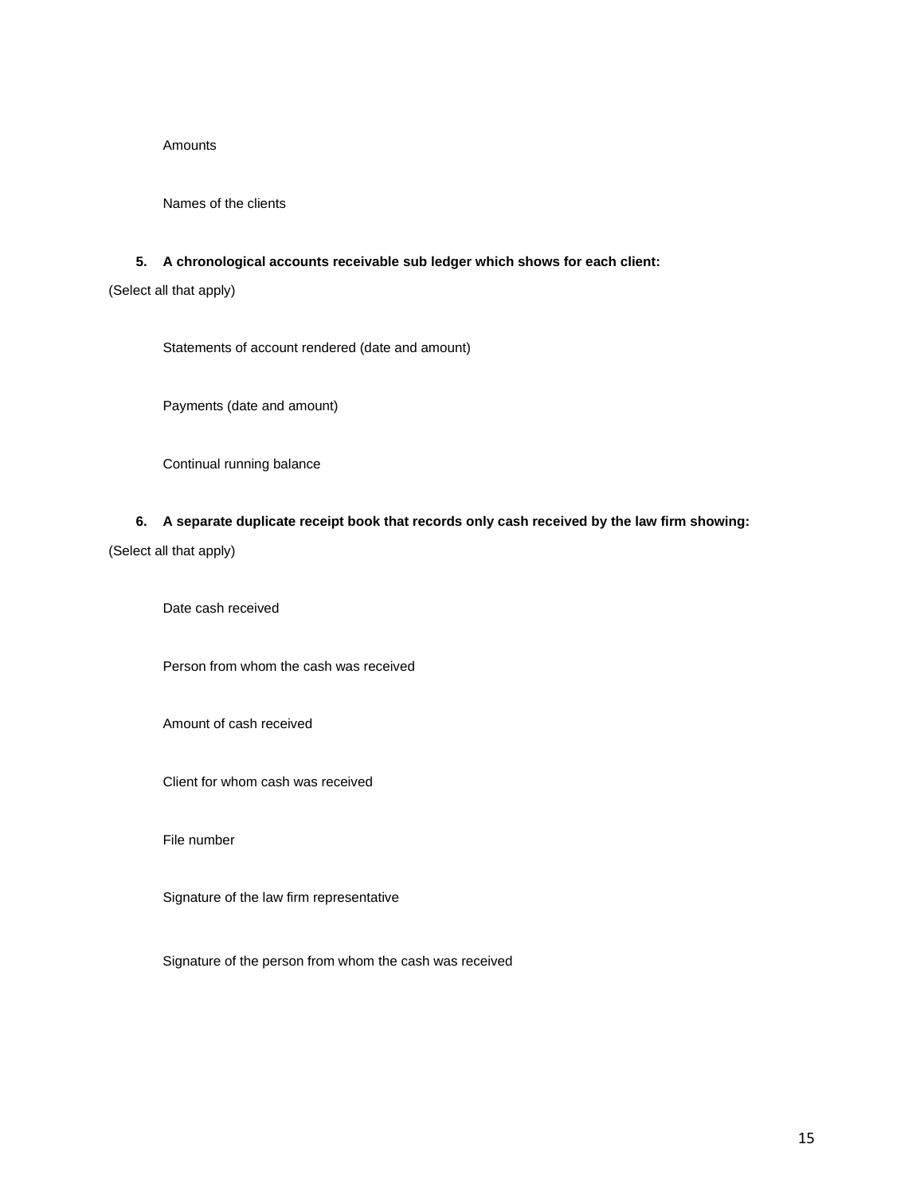Amounts

Names of the clients

5. **A chronological accounts receivable sub ledger which shows for each client:**

(Select all that apply)

Statements of account rendered (date and amount)

Payments (date and amount)

Continual running balance

6. **A separate duplicate receipt book that records only cash received by the law firm showing:**

(Select all that apply)

Date cash received

Person from whom the cash was received

Amount of cash received

Client for whom cash was received

File number

Signature of the law firm representative

Signature of the person from whom the cash was received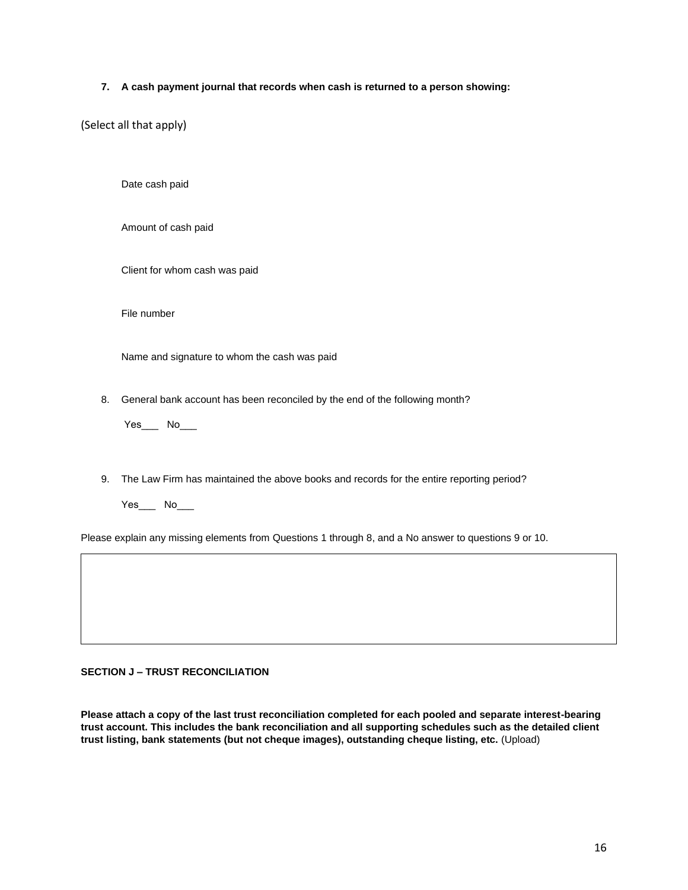**7. A cash payment journal that records when cash is returned to a person showing:**

(Select all that apply)

- Date cash paid
- Amount of cash paid
- Client for whom cash was paid
- File number
- Name and signature to whom the cash was paid

8. General bank account has been reconciled by the end of the following month?

   Yes___ No___

9. The Law Firm has maintained the above books and records for the entire reporting period?

   Yes___ No___

Please explain any missing elements from Questions 1 through 8, and a No answer to questions 9 or 10.

| |
|---|
| |

**SECTION J – TRUST RECONCILIATION**

**Please attach a copy of the last trust reconciliation completed for each pooled and separate interest-bearing trust account. This includes the bank reconciliation and all supporting schedules such as the detailed client trust listing, bank statements (but not cheque images), outstanding cheque listing, etc.** (Upload)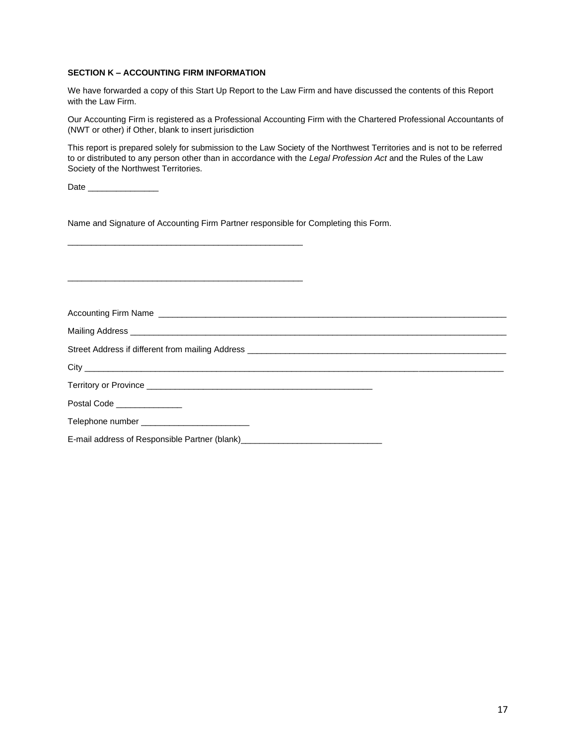**SECTION K – ACCOUNTING FIRM INFORMATION**

We have forwarded a copy of this Start Up Report to the Law Firm and have discussed the contents of this Report with the Law Firm.

Our Accounting Firm is registered as a Professional Accounting Firm with the Chartered Professional Accountants of (NWT or other) if Other, blank to insert jurisdiction

This report is prepared solely for submission to the Law Society of the Northwest Territories and is not to be referred to or distributed to any person other than in accordance with the *Legal Profession Act* and the Rules of the Law Society of the Northwest Territories.

Date _______________

Name and Signature of Accounting Firm Partner responsible for Completing this Form.

____________________________________________________

____________________________________________________

Accounting Firm Name ______________________________________________________________________________

Mailing Address __________________________________________________________________________________

Street Address if different from mailing Address _________________________________________________________

City _____________________________________________________________________________________________

Territory or Province __________________________________________________

Postal Code ______________

Telephone number _______________________

E-mail address of Responsible Partner (blank)______________________________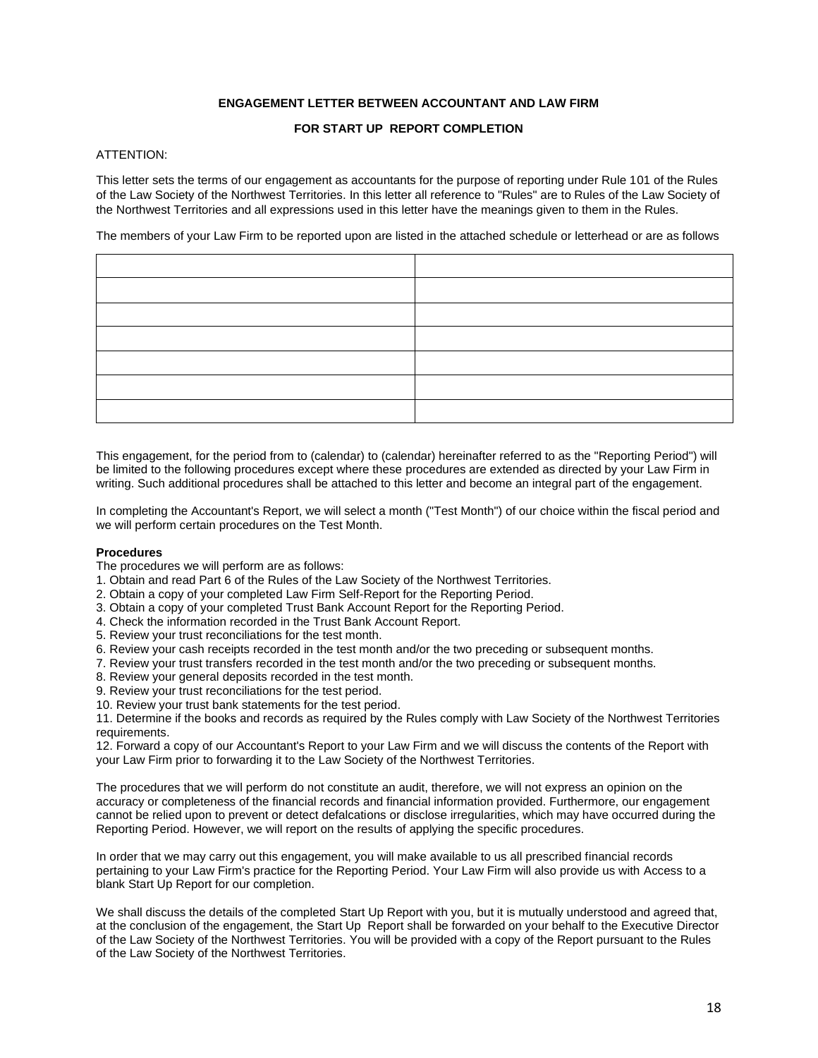**ENGAGEMENT LETTER BETWEEN ACCOUNTANT AND LAW FIRM**

**FOR START UP REPORT COMPLETION**

ATTENTION:

This letter sets the terms of our engagement as accountants for the purpose of reporting under Rule 101 of the Rules of the Law Society of the Northwest Territories. In this letter all reference to "Rules" are to Rules of the Law Society of the Northwest Territories and all expressions used in this letter have the meanings given to them in the Rules.

The members of your Law Firm to be reported upon are listed in the attached schedule or letterhead or are as follows

| | |
|---|---|
| | |
| | |
| | |
| | |
| | |
| | |

This engagement, for the period from to (calendar) to (calendar) hereinafter referred to as the "Reporting Period") will be limited to the following procedures except where these procedures are extended as directed by your Law Firm in writing. Such additional procedures shall be attached to this letter and become an integral part of the engagement.

In completing the Accountant's Report, we will select a month ("Test Month") of our choice within the fiscal period and we will perform certain procedures on the Test Month.

**Procedures**

The procedures we will perform are as follows:

1. Obtain and read Part 6 of the Rules of the Law Society of the Northwest Territories.
2. Obtain a copy of your completed Law Firm Self-Report for the Reporting Period.
3. Obtain a copy of your completed Trust Bank Account Report for the Reporting Period.
4. Check the information recorded in the Trust Bank Account Report.
5. Review your trust reconciliations for the test month.
6. Review your cash receipts recorded in the test month and/or the two preceding or subsequent months.
7. Review your trust transfers recorded in the test month and/or the two preceding or subsequent months.
8. Review your general deposits recorded in the test month.
9. Review your trust reconciliations for the test period.
10. Review your trust bank statements for the test period.
11. Determine if the books and records as required by the Rules comply with Law Society of the Northwest Territories requirements.
12. Forward a copy of our Accountant's Report to your Law Firm and we will discuss the contents of the Report with your Law Firm prior to forwarding it to the Law Society of the Northwest Territories.

The procedures that we will perform do not constitute an audit, therefore, we will not express an opinion on the accuracy or completeness of the financial records and financial information provided. Furthermore, our engagement cannot be relied upon to prevent or detect defalcations or disclose irregularities, which may have occurred during the Reporting Period. However, we will report on the results of applying the specific procedures.

In order that we may carry out this engagement, you will make available to us all prescribed financial records pertaining to your Law Firm's practice for the Reporting Period. Your Law Firm will also provide us with Access to a blank Start Up Report for our completion.

We shall discuss the details of the completed Start Up Report with you, but it is mutually understood and agreed that, at the conclusion of the engagement, the Start Up Report shall be forwarded on your behalf to the Executive Director of the Law Society of the Northwest Territories. You will be provided with a copy of the Report pursuant to the Rules of the Law Society of the Northwest Territories.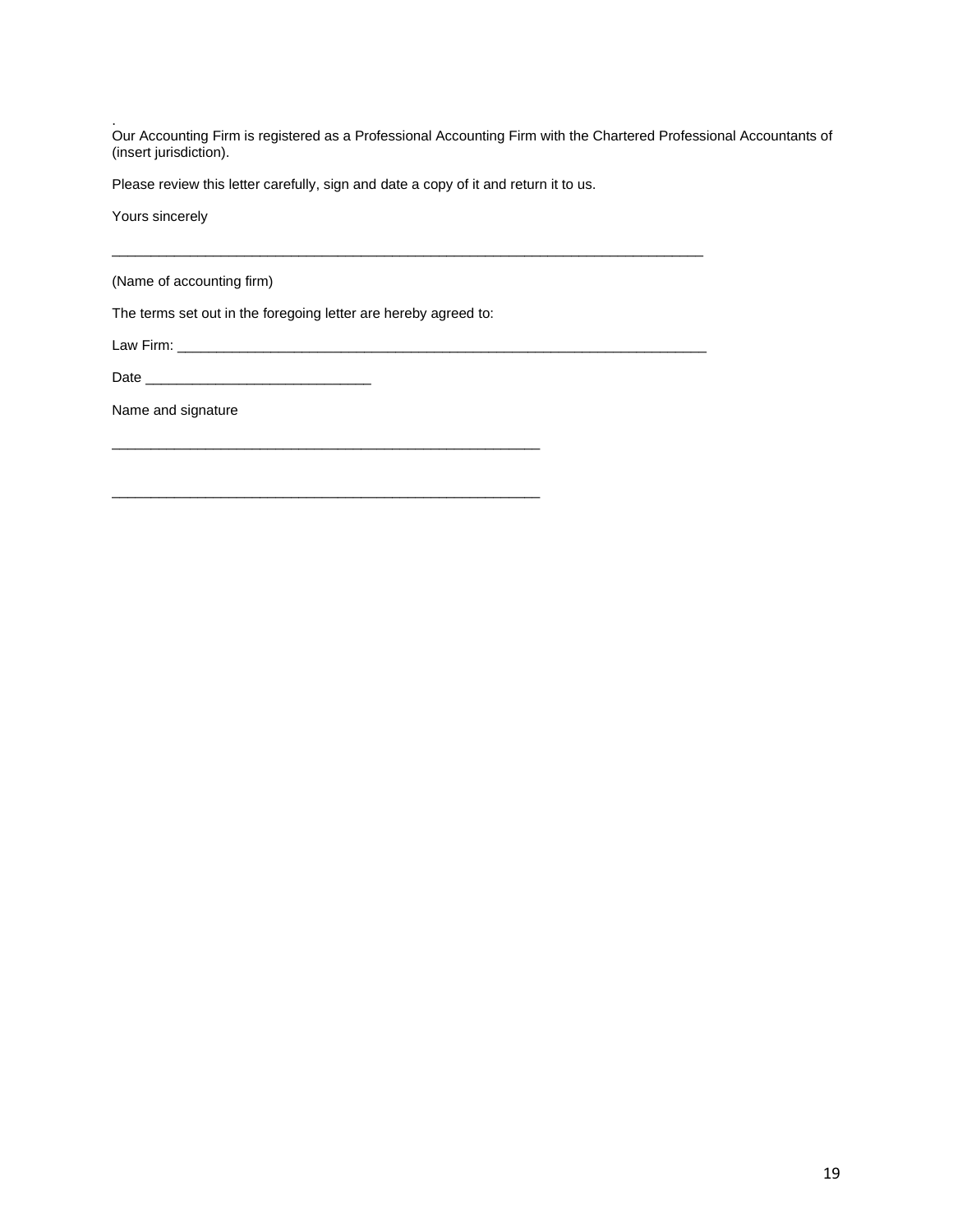.
Our Accounting Firm is registered as a Professional Accounting Firm with the Chartered Professional Accountants of (insert jurisdiction).

Please review this letter carefully, sign and date a copy of it and return it to us.

Yours sincerely

______________________________________________________________________________

(Name of accounting firm)

The terms set out in the foregoing letter are hereby agreed to:

Law Firm: ______________________________________________________________________

Date ____________________________

Name and signature

_______________________________________________________

_______________________________________________________